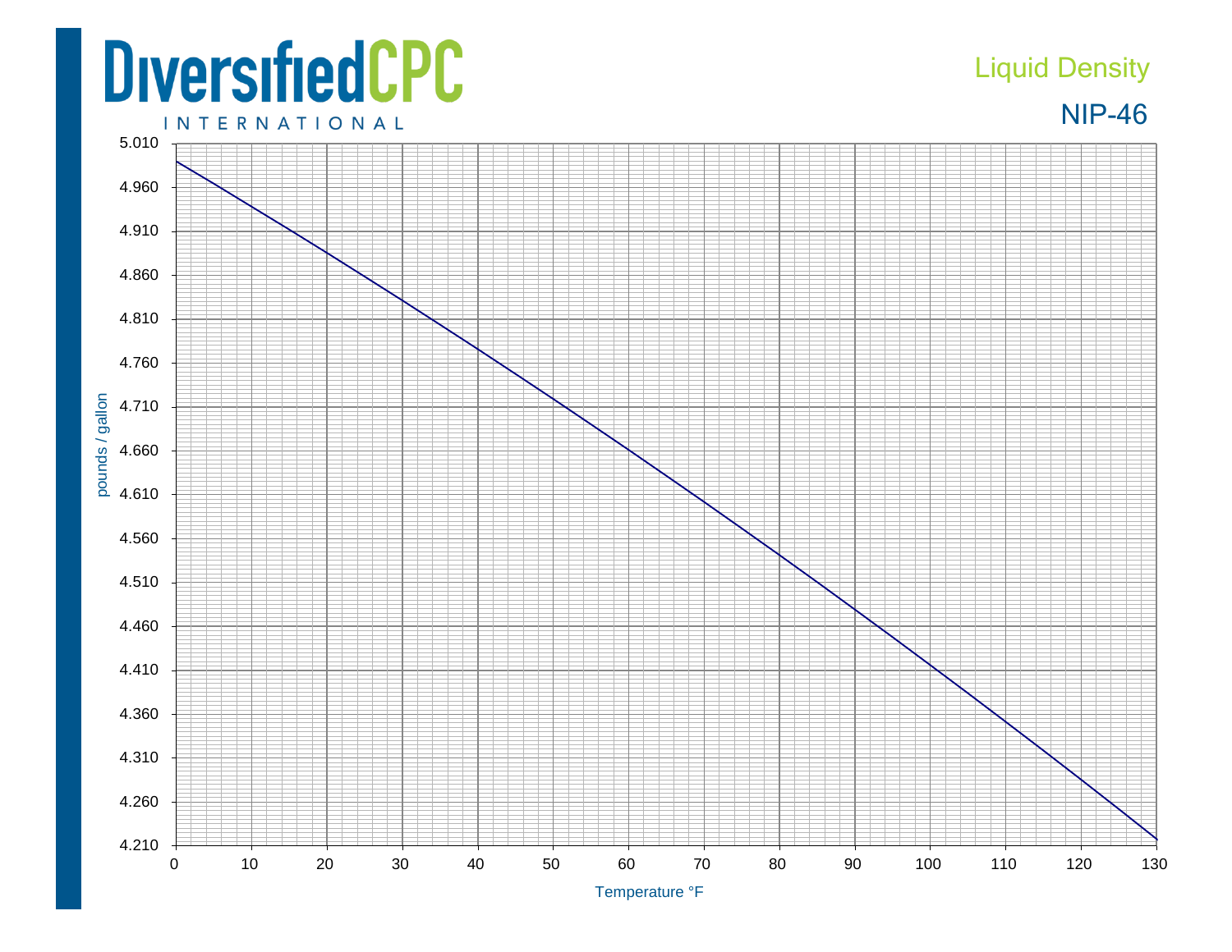# DiversifiedCPC INTERNATIONAL

## Liquid Density

## NIP-46

pounds / gallon

5.010
4.960
4.910
4.860
4.810
4.760
4.710
4.660
4.610
4.560
4.510
4.460
4.410
4.360
4.310
4.260
4.210

0 10 20 30 40 50 60 70 80 90 100 110 120 130

Temperature °F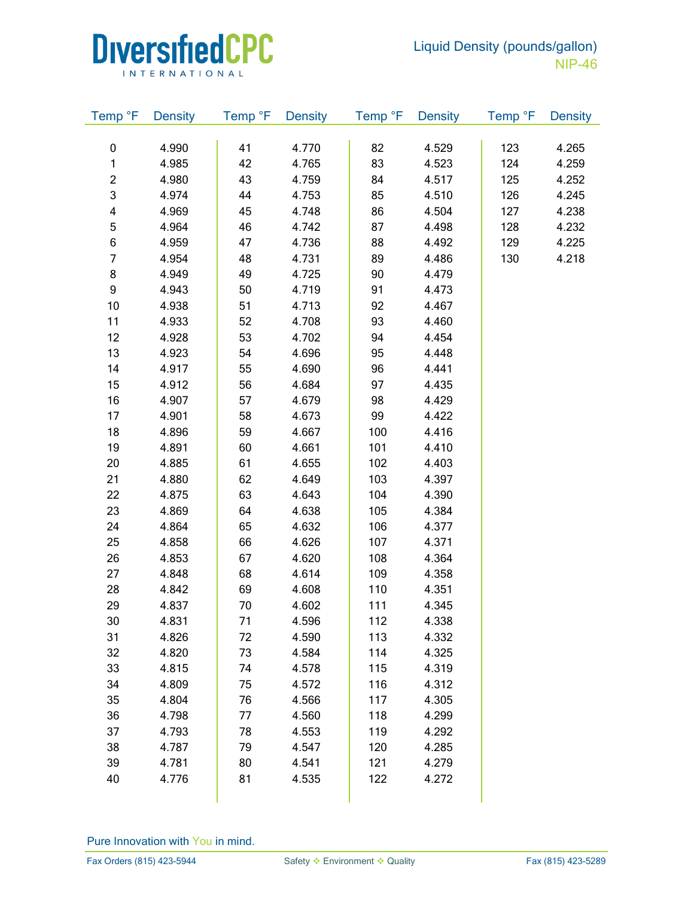DiversifiedCPC INTERNATIONAL

# Liquid Density (pounds/gallon)

## NIP-46

| Temp °F | Density | Temp °F | Density | Temp °F | Density | Temp °F | Density |
|---|---|---|---|---|---|---|---|
| 0 | 4.990 | 41 | 4.770 | 82 | 4.529 | 123 | 4.265 |
| 1 | 4.985 | 42 | 4.765 | 83 | 4.523 | 124 | 4.259 |
| 2 | 4.980 | 43 | 4.759 | 84 | 4.517 | 125 | 4.252 |
| 3 | 4.974 | 44 | 4.753 | 85 | 4.510 | 126 | 4.245 |
| 4 | 4.969 | 45 | 4.748 | 86 | 4.504 | 127 | 4.238 |
| 5 | 4.964 | 46 | 4.742 | 87 | 4.498 | 128 | 4.232 |
| 6 | 4.959 | 47 | 4.736 | 88 | 4.492 | 129 | 4.225 |
| 7 | 4.954 | 48 | 4.731 | 89 | 4.486 | 130 | 4.218 |
| 8 | 4.949 | 49 | 4.725 | 90 | 4.479 | | |
| 9 | 4.943 | 50 | 4.719 | 91 | 4.473 | | |
| 10 | 4.938 | 51 | 4.713 | 92 | 4.467 | | |
| 11 | 4.933 | 52 | 4.708 | 93 | 4.460 | | |
| 12 | 4.928 | 53 | 4.702 | 94 | 4.454 | | |
| 13 | 4.923 | 54 | 4.696 | 95 | 4.448 | | |
| 14 | 4.917 | 55 | 4.690 | 96 | 4.441 | | |
| 15 | 4.912 | 56 | 4.684 | 97 | 4.435 | | |
| 16 | 4.907 | 57 | 4.679 | 98 | 4.429 | | |
| 17 | 4.901 | 58 | 4.673 | 99 | 4.422 | | |
| 18 | 4.896 | 59 | 4.667 | 100 | 4.416 | | |
| 19 | 4.891 | 60 | 4.661 | 101 | 4.410 | | |
| 20 | 4.885 | 61 | 4.655 | 102 | 4.403 | | |
| 21 | 4.880 | 62 | 4.649 | 103 | 4.397 | | |
| 22 | 4.875 | 63 | 4.643 | 104 | 4.390 | | |
| 23 | 4.869 | 64 | 4.638 | 105 | 4.384 | | |
| 24 | 4.864 | 65 | 4.632 | 106 | 4.377 | | |
| 25 | 4.858 | 66 | 4.626 | 107 | 4.371 | | |
| 26 | 4.853 | 67 | 4.620 | 108 | 4.364 | | |
| 27 | 4.848 | 68 | 4.614 | 109 | 4.358 | | |
| 28 | 4.842 | 69 | 4.608 | 110 | 4.351 | | |
| 29 | 4.837 | 70 | 4.602 | 111 | 4.345 | | |
| 30 | 4.831 | 71 | 4.596 | 112 | 4.338 | | |
| 31 | 4.826 | 72 | 4.590 | 113 | 4.332 | | |
| 32 | 4.820 | 73 | 4.584 | 114 | 4.325 | | |
| 33 | 4.815 | 74 | 4.578 | 115 | 4.319 | | |
| 34 | 4.809 | 75 | 4.572 | 116 | 4.312 | | |
| 35 | 4.804 | 76 | 4.566 | 117 | 4.305 | | |
| 36 | 4.798 | 77 | 4.560 | 118 | 4.299 | | |
| 37 | 4.793 | 78 | 4.553 | 119 | 4.292 | | |
| 38 | 4.787 | 79 | 4.547 | 120 | 4.285 | | |
| 39 | 4.781 | 80 | 4.541 | 121 | 4.279 | | |
| 40 | 4.776 | 81 | 4.535 | 122 | 4.272 | | |

Pure Innovation with You in mind.

Fax Orders (815) 423-5944 | Safety ❖ Environment ❖ Quality | Fax (815) 423-5289